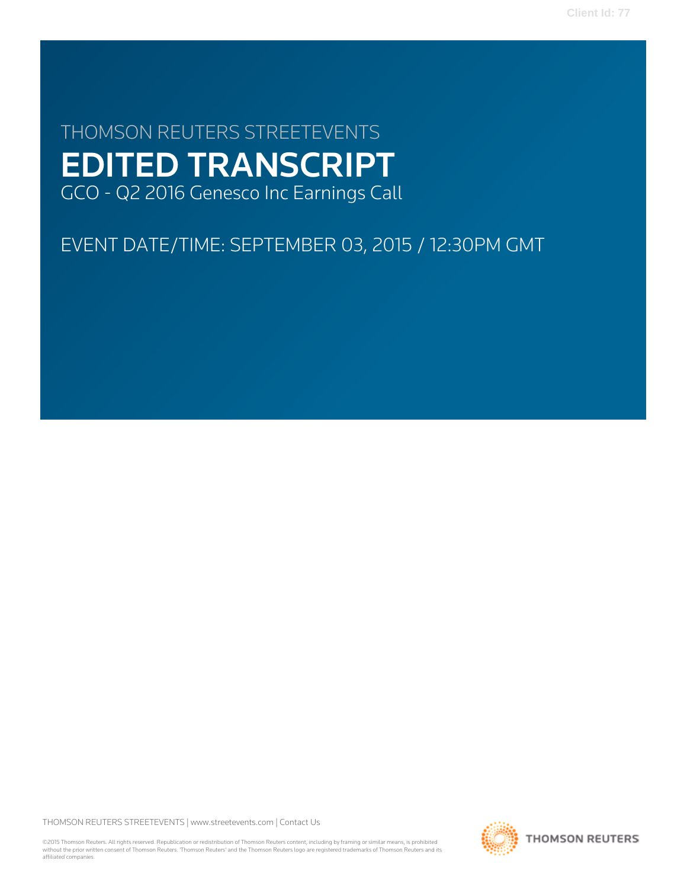THOMSON REUTERS STREETEVENTS

# EDITED TRANSCRIPT

GCO - Q2 2016 Genesco Inc Earnings Call

EVENT DATE/TIME: SEPTEMBER 03, 2015 / 12:30PM GMT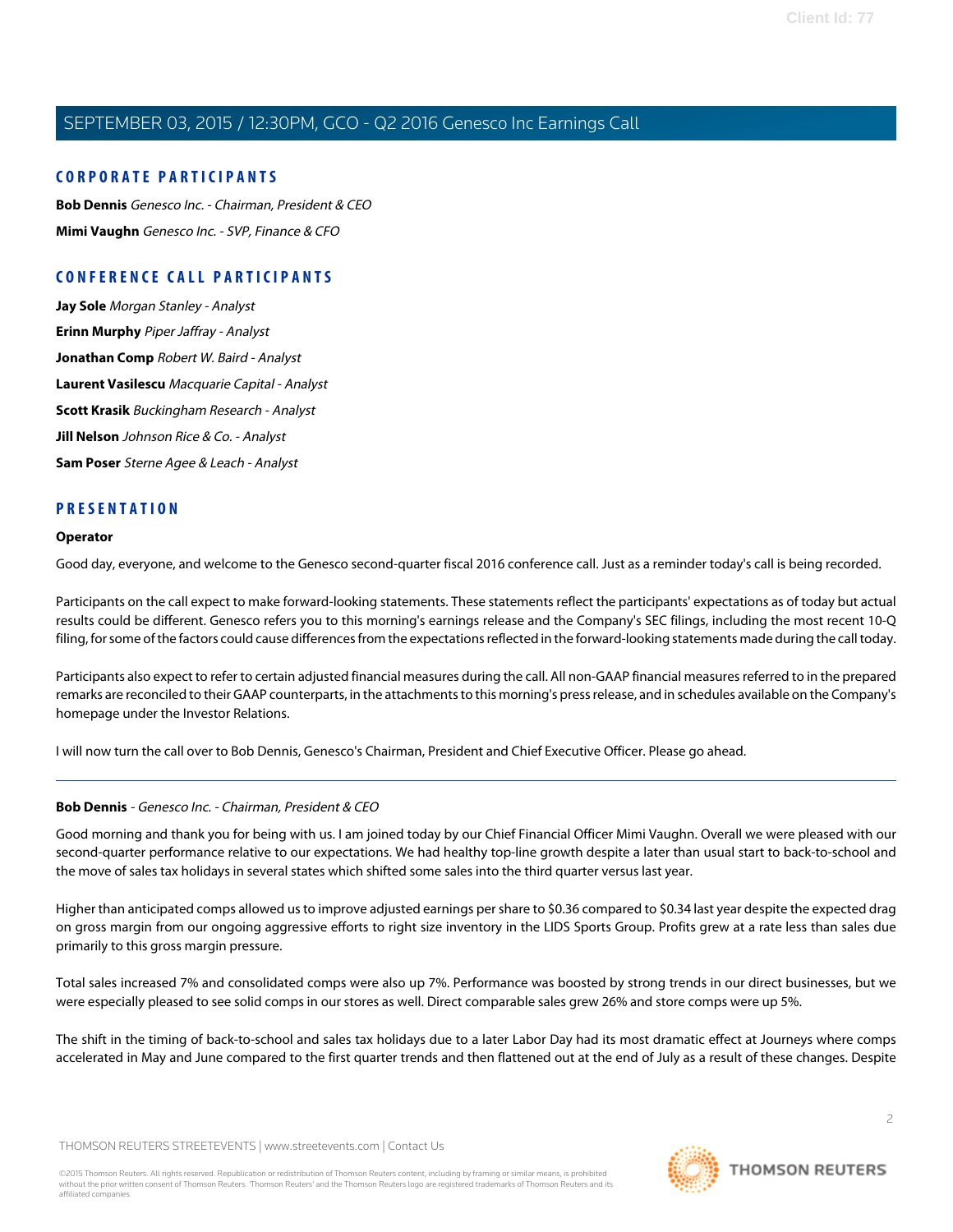## CORPORATE PARTICIPANTS

**Bob Dennis** *Genesco Inc. - Chairman, President & CEO*

**Mimi Vaughn** *Genesco Inc. - SVP, Finance & CFO*

## CONFERENCE CALL PARTICIPANTS

**Jay Sole** *Morgan Stanley - Analyst*

**Erinn Murphy** *Piper Jaffray - Analyst*

**Jonathan Comp** *Robert W. Baird - Analyst*

**Laurent Vasilescu** *Macquarie Capital - Analyst*

**Scott Krasik** *Buckingham Research - Analyst*

**Jill Nelson** *Johnson Rice & Co. - Analyst*

**Sam Poser** *Sterne Agee & Leach - Analyst*

## PRESENTATION

**Operator**

Good day, everyone, and welcome to the Genesco second-quarter fiscal 2016 conference call. Just as a reminder today's call is being recorded.

Participants on the call expect to make forward-looking statements. These statements reflect the participants' expectations as of today but actual results could be different. Genesco refers you to this morning's earnings release and the Company's SEC filings, including the most recent 10-Q filing, for some of the factors could cause differences from the expectations reflected in the forward-looking statements made during the call today.

Participants also expect to refer to certain adjusted financial measures during the call. All non-GAAP financial measures referred to in the prepared remarks are reconciled to their GAAP counterparts, in the attachments to this morning's press release, and in schedules available on the Company's homepage under the Investor Relations.

I will now turn the call over to Bob Dennis, Genesco's Chairman, President and Chief Executive Officer. Please go ahead.

---

**Bob Dennis** - *Genesco Inc. - Chairman, President & CEO*

Good morning and thank you for being with us. I am joined today by our Chief Financial Officer Mimi Vaughn. Overall we were pleased with our second-quarter performance relative to our expectations. We had healthy top-line growth despite a later than usual start to back-to-school and the move of sales tax holidays in several states which shifted some sales into the third quarter versus last year.

Higher than anticipated comps allowed us to improve adjusted earnings per share to $0.36 compared to $0.34 last year despite the expected drag on gross margin from our ongoing aggressive efforts to right size inventory in the LIDS Sports Group. Profits grew at a rate less than sales due primarily to this gross margin pressure.

Total sales increased 7% and consolidated comps were also up 7%. Performance was boosted by strong trends in our direct businesses, but we were especially pleased to see solid comps in our stores as well. Direct comparable sales grew 26% and store comps were up 5%.

The shift in the timing of back-to-school and sales tax holidays due to a later Labor Day had its most dramatic effect at Journeys where comps accelerated in May and June compared to the first quarter trends and then flattened out at the end of July as a result of these changes. Despite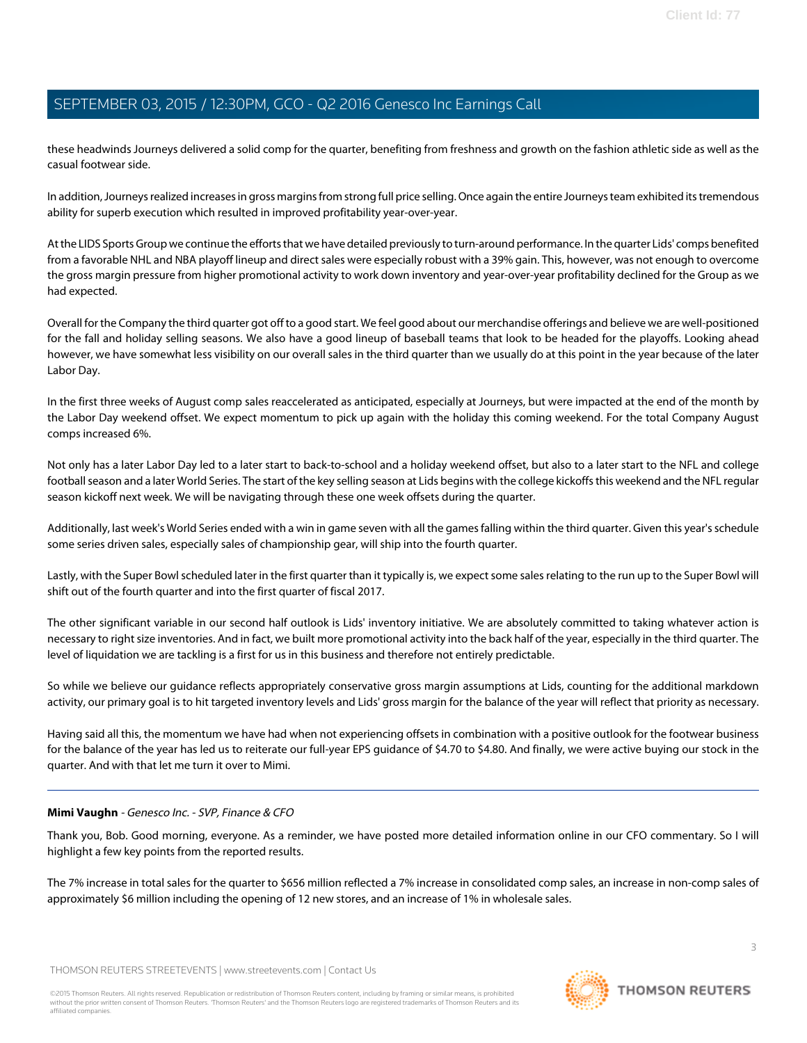these headwinds Journeys delivered a solid comp for the quarter, benefiting from freshness and growth on the fashion athletic side as well as the casual footwear side.

In addition, Journeys realized increases in gross margins from strong full price selling. Once again the entire Journeys team exhibited its tremendous ability for superb execution which resulted in improved profitability year-over-year.

At the LIDS Sports Group we continue the efforts that we have detailed previously to turn-around performance. In the quarter Lids' comps benefited from a favorable NHL and NBA playoff lineup and direct sales were especially robust with a 39% gain. This, however, was not enough to overcome the gross margin pressure from higher promotional activity to work down inventory and year-over-year profitability declined for the Group as we had expected.

Overall for the Company the third quarter got off to a good start. We feel good about our merchandise offerings and believe we are well-positioned for the fall and holiday selling seasons. We also have a good lineup of baseball teams that look to be headed for the playoffs. Looking ahead however, we have somewhat less visibility on our overall sales in the third quarter than we usually do at this point in the year because of the later Labor Day.

In the first three weeks of August comp sales reaccelerated as anticipated, especially at Journeys, but were impacted at the end of the month by the Labor Day weekend offset. We expect momentum to pick up again with the holiday this coming weekend. For the total Company August comps increased 6%.

Not only has a later Labor Day led to a later start to back-to-school and a holiday weekend offset, but also to a later start to the NFL and college football season and a later World Series. The start of the key selling season at Lids begins with the college kickoffs this weekend and the NFL regular season kickoff next week. We will be navigating through these one week offsets during the quarter.

Additionally, last week's World Series ended with a win in game seven with all the games falling within the third quarter. Given this year's schedule some series driven sales, especially sales of championship gear, will ship into the fourth quarter.

Lastly, with the Super Bowl scheduled later in the first quarter than it typically is, we expect some sales relating to the run up to the Super Bowl will shift out of the fourth quarter and into the first quarter of fiscal 2017.

The other significant variable in our second half outlook is Lids' inventory initiative. We are absolutely committed to taking whatever action is necessary to right size inventories. And in fact, we built more promotional activity into the back half of the year, especially in the third quarter. The level of liquidation we are tackling is a first for us in this business and therefore not entirely predictable.

So while we believe our guidance reflects appropriately conservative gross margin assumptions at Lids, counting for the additional markdown activity, our primary goal is to hit targeted inventory levels and Lids' gross margin for the balance of the year will reflect that priority as necessary.

Having said all this, the momentum we have had when not experiencing offsets in combination with a positive outlook for the footwear business for the balance of the year has led us to reiterate our full-year EPS guidance of $4.70 to $4.80. And finally, we were active buying our stock in the quarter. And with that let me turn it over to Mimi.

---

**Mimi Vaughn** - *Genesco Inc. - SVP, Finance & CFO*

Thank you, Bob. Good morning, everyone. As a reminder, we have posted more detailed information online in our CFO commentary. So I will highlight a few key points from the reported results.

The 7% increase in total sales for the quarter to $656 million reflected a 7% increase in consolidated comp sales, an increase in non-comp sales of approximately $6 million including the opening of 12 new stores, and an increase of 1% in wholesale sales.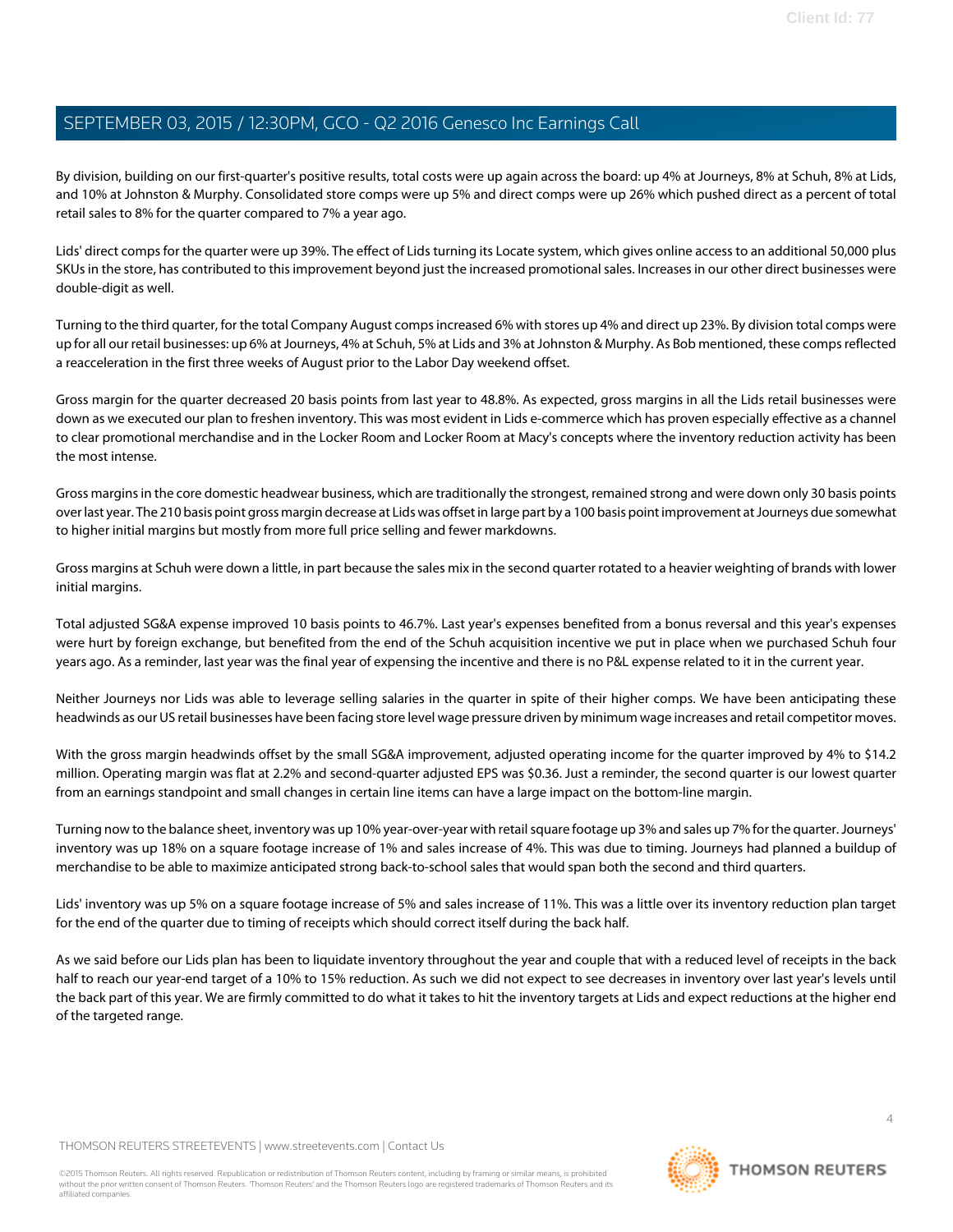By division, building on our first-quarter's positive results, total costs were up again across the board: up 4% at Journeys, 8% at Schuh, 8% at Lids, and 10% at Johnston & Murphy. Consolidated store comps were up 5% and direct comps were up 26% which pushed direct as a percent of total retail sales to 8% for the quarter compared to 7% a year ago.

Lids' direct comps for the quarter were up 39%. The effect of Lids turning its Locate system, which gives online access to an additional 50,000 plus SKUs in the store, has contributed to this improvement beyond just the increased promotional sales. Increases in our other direct businesses were double-digit as well.

Turning to the third quarter, for the total Company August comps increased 6% with stores up 4% and direct up 23%. By division total comps were up for all our retail businesses: up 6% at Journeys, 4% at Schuh, 5% at Lids and 3% at Johnston & Murphy. As Bob mentioned, these comps reflected a reacceleration in the first three weeks of August prior to the Labor Day weekend offset.

Gross margin for the quarter decreased 20 basis points from last year to 48.8%. As expected, gross margins in all the Lids retail businesses were down as we executed our plan to freshen inventory. This was most evident in Lids e-commerce which has proven especially effective as a channel to clear promotional merchandise and in the Locker Room and Locker Room at Macy's concepts where the inventory reduction activity has been the most intense.

Gross margins in the core domestic headwear business, which are traditionally the strongest, remained strong and were down only 30 basis points over last year. The 210 basis point gross margin decrease at Lids was offset in large part by a 100 basis point improvement at Journeys due somewhat to higher initial margins but mostly from more full price selling and fewer markdowns.

Gross margins at Schuh were down a little, in part because the sales mix in the second quarter rotated to a heavier weighting of brands with lower initial margins.

Total adjusted SG&A expense improved 10 basis points to 46.7%. Last year's expenses benefited from a bonus reversal and this year's expenses were hurt by foreign exchange, but benefited from the end of the Schuh acquisition incentive we put in place when we purchased Schuh four years ago. As a reminder, last year was the final year of expensing the incentive and there is no P&L expense related to it in the current year.

Neither Journeys nor Lids was able to leverage selling salaries in the quarter in spite of their higher comps. We have been anticipating these headwinds as our US retail businesses have been facing store level wage pressure driven by minimum wage increases and retail competitor moves.

With the gross margin headwinds offset by the small SG&A improvement, adjusted operating income for the quarter improved by 4% to $14.2 million. Operating margin was flat at 2.2% and second-quarter adjusted EPS was $0.36. Just a reminder, the second quarter is our lowest quarter from an earnings standpoint and small changes in certain line items can have a large impact on the bottom-line margin.

Turning now to the balance sheet, inventory was up 10% year-over-year with retail square footage up 3% and sales up 7% for the quarter. Journeys' inventory was up 18% on a square footage increase of 1% and sales increase of 4%. This was due to timing. Journeys had planned a buildup of merchandise to be able to maximize anticipated strong back-to-school sales that would span both the second and third quarters.

Lids' inventory was up 5% on a square footage increase of 5% and sales increase of 11%. This was a little over its inventory reduction plan target for the end of the quarter due to timing of receipts which should correct itself during the back half.

As we said before our Lids plan has been to liquidate inventory throughout the year and couple that with a reduced level of receipts in the back half to reach our year-end target of a 10% to 15% reduction. As such we did not expect to see decreases in inventory over last year's levels until the back part of this year. We are firmly committed to do what it takes to hit the inventory targets at Lids and expect reductions at the higher end of the targeted range.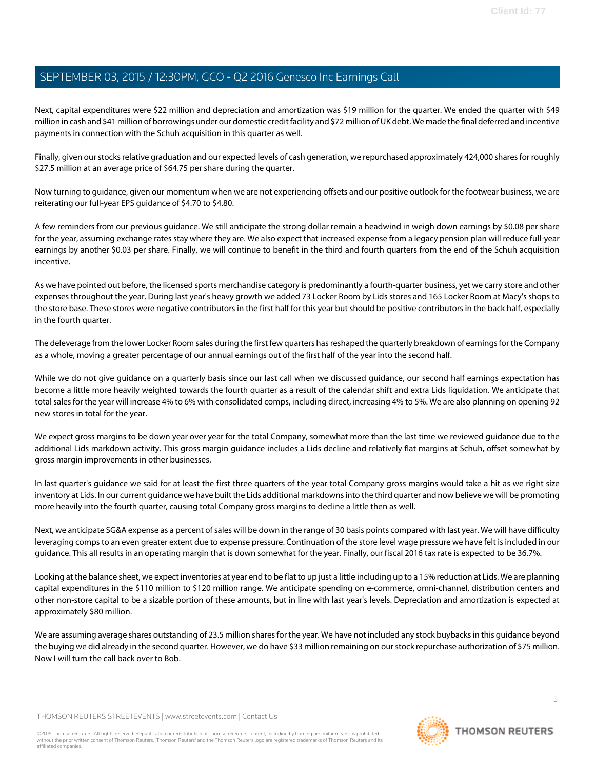Next, capital expenditures were $22 million and depreciation and amortization was $19 million for the quarter. We ended the quarter with $49 million in cash and $41 million of borrowings under our domestic credit facility and $72 million of UK debt. We made the final deferred and incentive payments in connection with the Schuh acquisition in this quarter as well.

Finally, given our stocks relative graduation and our expected levels of cash generation, we repurchased approximately 424,000 shares for roughly $27.5 million at an average price of $64.75 per share during the quarter.

Now turning to guidance, given our momentum when we are not experiencing offsets and our positive outlook for the footwear business, we are reiterating our full-year EPS guidance of $4.70 to $4.80.

A few reminders from our previous guidance. We still anticipate the strong dollar remain a headwind in weigh down earnings by $0.08 per share for the year, assuming exchange rates stay where they are. We also expect that increased expense from a legacy pension plan will reduce full-year earnings by another $0.03 per share. Finally, we will continue to benefit in the third and fourth quarters from the end of the Schuh acquisition incentive.

As we have pointed out before, the licensed sports merchandise category is predominantly a fourth-quarter business, yet we carry store and other expenses throughout the year. During last year's heavy growth we added 73 Locker Room by Lids stores and 165 Locker Room at Macy's shops to the store base. These stores were negative contributors in the first half for this year but should be positive contributors in the back half, especially in the fourth quarter.

The deleverage from the lower Locker Room sales during the first few quarters has reshaped the quarterly breakdown of earnings for the Company as a whole, moving a greater percentage of our annual earnings out of the first half of the year into the second half.

While we do not give guidance on a quarterly basis since our last call when we discussed guidance, our second half earnings expectation has become a little more heavily weighted towards the fourth quarter as a result of the calendar shift and extra Lids liquidation. We anticipate that total sales for the year will increase 4% to 6% with consolidated comps, including direct, increasing 4% to 5%. We are also planning on opening 92 new stores in total for the year.

We expect gross margins to be down year over year for the total Company, somewhat more than the last time we reviewed guidance due to the additional Lids markdown activity. This gross margin guidance includes a Lids decline and relatively flat margins at Schuh, offset somewhat by gross margin improvements in other businesses.

In last quarter's guidance we said for at least the first three quarters of the year total Company gross margins would take a hit as we right size inventory at Lids. In our current guidance we have built the Lids additional markdowns into the third quarter and now believe we will be promoting more heavily into the fourth quarter, causing total Company gross margins to decline a little then as well.

Next, we anticipate SG&A expense as a percent of sales will be down in the range of 30 basis points compared with last year. We will have difficulty leveraging comps to an even greater extent due to expense pressure. Continuation of the store level wage pressure we have felt is included in our guidance. This all results in an operating margin that is down somewhat for the year. Finally, our fiscal 2016 tax rate is expected to be 36.7%.

Looking at the balance sheet, we expect inventories at year end to be flat to up just a little including up to a 15% reduction at Lids. We are planning capital expenditures in the $110 million to $120 million range. We anticipate spending on e-commerce, omni-channel, distribution centers and other non-store capital to be a sizable portion of these amounts, but in line with last year's levels. Depreciation and amortization is expected at approximately $80 million.

We are assuming average shares outstanding of 23.5 million shares for the year. We have not included any stock buybacks in this guidance beyond the buying we did already in the second quarter. However, we do have $33 million remaining on our stock repurchase authorization of $75 million. Now I will turn the call back over to Bob.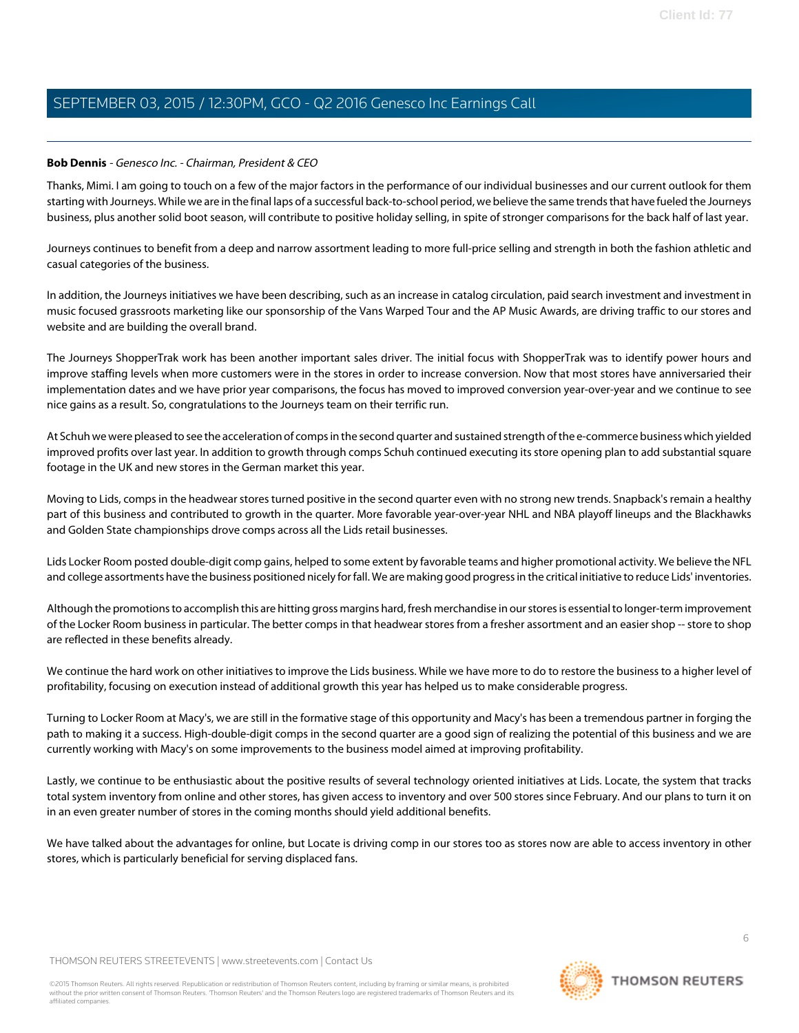**Bob Dennis** - *Genesco Inc. - Chairman, President & CEO*

Thanks, Mimi. I am going to touch on a few of the major factors in the performance of our individual businesses and our current outlook for them starting with Journeys. While we are in the final laps of a successful back-to-school period, we believe the same trends that have fueled the Journeys business, plus another solid boot season, will contribute to positive holiday selling, in spite of stronger comparisons for the back half of last year.

Journeys continues to benefit from a deep and narrow assortment leading to more full-price selling and strength in both the fashion athletic and casual categories of the business.

In addition, the Journeys initiatives we have been describing, such as an increase in catalog circulation, paid search investment and investment in music focused grassroots marketing like our sponsorship of the Vans Warped Tour and the AP Music Awards, are driving traffic to our stores and website and are building the overall brand.

The Journeys ShopperTrak work has been another important sales driver. The initial focus with ShopperTrak was to identify power hours and improve staffing levels when more customers were in the stores in order to increase conversion. Now that most stores have anniversaried their implementation dates and we have prior year comparisons, the focus has moved to improved conversion year-over-year and we continue to see nice gains as a result. So, congratulations to the Journeys team on their terrific run.

At Schuh we were pleased to see the acceleration of comps in the second quarter and sustained strength of the e-commerce business which yielded improved profits over last year. In addition to growth through comps Schuh continued executing its store opening plan to add substantial square footage in the UK and new stores in the German market this year.

Moving to Lids, comps in the headwear stores turned positive in the second quarter even with no strong new trends. Snapback's remain a healthy part of this business and contributed to growth in the quarter. More favorable year-over-year NHL and NBA playoff lineups and the Blackhawks and Golden State championships drove comps across all the Lids retail businesses.

Lids Locker Room posted double-digit comp gains, helped to some extent by favorable teams and higher promotional activity. We believe the NFL and college assortments have the business positioned nicely for fall. We are making good progress in the critical initiative to reduce Lids' inventories.

Although the promotions to accomplish this are hitting gross margins hard, fresh merchandise in our stores is essential to longer-term improvement of the Locker Room business in particular. The better comps in that headwear stores from a fresher assortment and an easier shop -- store to shop are reflected in these benefits already.

We continue the hard work on other initiatives to improve the Lids business. While we have more to do to restore the business to a higher level of profitability, focusing on execution instead of additional growth this year has helped us to make considerable progress.

Turning to Locker Room at Macy's, we are still in the formative stage of this opportunity and Macy's has been a tremendous partner in forging the path to making it a success. High-double-digit comps in the second quarter are a good sign of realizing the potential of this business and we are currently working with Macy's on some improvements to the business model aimed at improving profitability.

Lastly, we continue to be enthusiastic about the positive results of several technology oriented initiatives at Lids. Locate, the system that tracks total system inventory from online and other stores, has given access to inventory and over 500 stores since February. And our plans to turn it on in an even greater number of stores in the coming months should yield additional benefits.

We have talked about the advantages for online, but Locate is driving comp in our stores too as stores now are able to access inventory in other stores, which is particularly beneficial for serving displaced fans.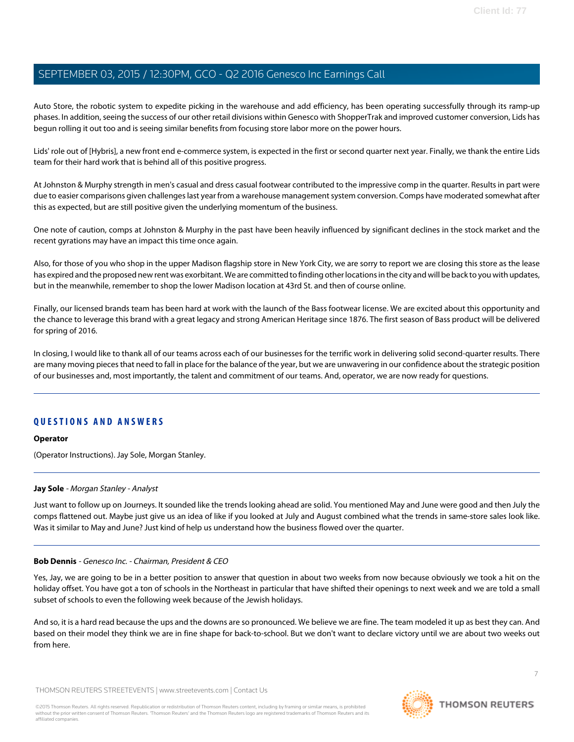Auto Store, the robotic system to expedite picking in the warehouse and add efficiency, has been operating successfully through its ramp-up phases. In addition, seeing the success of our other retail divisions within Genesco with ShopperTrak and improved customer conversion, Lids has begun rolling it out too and is seeing similar benefits from focusing store labor more on the power hours.

Lids' role out of [Hybris], a new front end e-commerce system, is expected in the first or second quarter next year. Finally, we thank the entire Lids team for their hard work that is behind all of this positive progress.

At Johnston & Murphy strength in men's casual and dress casual footwear contributed to the impressive comp in the quarter. Results in part were due to easier comparisons given challenges last year from a warehouse management system conversion. Comps have moderated somewhat after this as expected, but are still positive given the underlying momentum of the business.

One note of caution, comps at Johnston & Murphy in the past have been heavily influenced by significant declines in the stock market and the recent gyrations may have an impact this time once again.

Also, for those of you who shop in the upper Madison flagship store in New York City, we are sorry to report we are closing this store as the lease has expired and the proposed new rent was exorbitant. We are committed to finding other locations in the city and will be back to you with updates, but in the meanwhile, remember to shop the lower Madison location at 43rd St. and then of course online.

Finally, our licensed brands team has been hard at work with the launch of the Bass footwear license. We are excited about this opportunity and the chance to leverage this brand with a great legacy and strong American Heritage since 1876. The first season of Bass product will be delivered for spring of 2016.

In closing, I would like to thank all of our teams across each of our businesses for the terrific work in delivering solid second-quarter results. There are many moving pieces that need to fall in place for the balance of the year, but we are unwavering in our confidence about the strategic position of our businesses and, most importantly, the talent and commitment of our teams. And, operator, we are now ready for questions.

---

## QUESTIONS AND ANSWERS

**Operator**

(Operator Instructions). Jay Sole, Morgan Stanley.

---

**Jay Sole** - *Morgan Stanley - Analyst*

Just want to follow up on Journeys. It sounded like the trends looking ahead are solid. You mentioned May and June were good and then July the comps flattened out. Maybe just give us an idea of like if you looked at July and August combined what the trends in same-store sales look like. Was it similar to May and June? Just kind of help us understand how the business flowed over the quarter.

---

**Bob Dennis** - *Genesco Inc. - Chairman, President & CEO*

Yes, Jay, we are going to be in a better position to answer that question in about two weeks from now because obviously we took a hit on the holiday offset. You have got a ton of schools in the Northeast in particular that have shifted their openings to next week and we are told a small subset of schools to even the following week because of the Jewish holidays.

And so, it is a hard read because the ups and the downs are so pronounced. We believe we are fine. The team modeled it up as best they can. And based on their model they think we are in fine shape for back-to-school. But we don't want to declare victory until we are about two weeks out from here.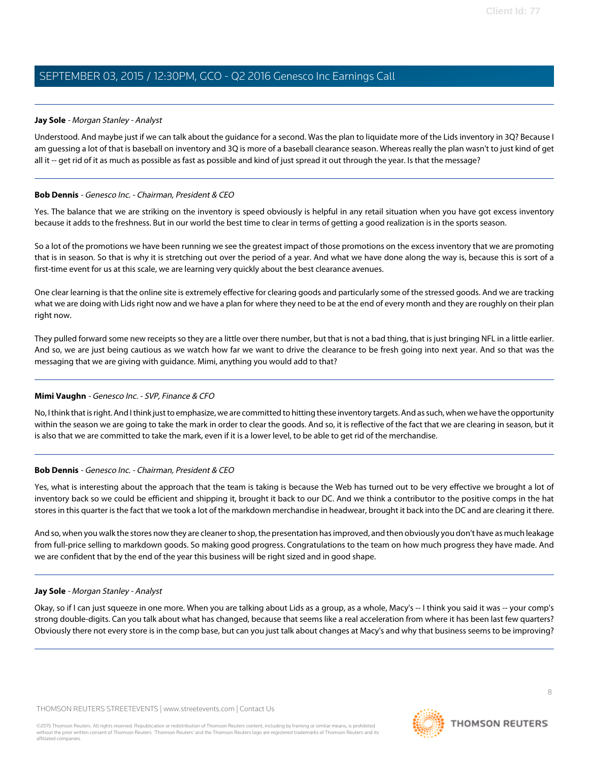**Jay Sole** - *Morgan Stanley - Analyst*

Understood. And maybe just if we can talk about the guidance for a second. Was the plan to liquidate more of the Lids inventory in 3Q? Because I am guessing a lot of that is baseball on inventory and 3Q is more of a baseball clearance season. Whereas really the plan wasn't to just kind of get all it -- get rid of it as much as possible as fast as possible and kind of just spread it out through the year. Is that the message?

---

**Bob Dennis** - *Genesco Inc. - Chairman, President & CEO*

Yes. The balance that we are striking on the inventory is speed obviously is helpful in any retail situation when you have got excess inventory because it adds to the freshness. But in our world the best time to clear in terms of getting a good realization is in the sports season.

So a lot of the promotions we have been running we see the greatest impact of those promotions on the excess inventory that we are promoting that is in season. So that is why it is stretching out over the period of a year. And what we have done along the way is, because this is sort of a first-time event for us at this scale, we are learning very quickly about the best clearance avenues.

One clear learning is that the online site is extremely effective for clearing goods and particularly some of the stressed goods. And we are tracking what we are doing with Lids right now and we have a plan for where they need to be at the end of every month and they are roughly on their plan right now.

They pulled forward some new receipts so they are a little over there number, but that is not a bad thing, that is just bringing NFL in a little earlier. And so, we are just being cautious as we watch how far we want to drive the clearance to be fresh going into next year. And so that was the messaging that we are giving with guidance. Mimi, anything you would add to that?

---

**Mimi Vaughn** - *Genesco Inc. - SVP, Finance & CFO*

No, I think that is right. And I think just to emphasize, we are committed to hitting these inventory targets. And as such, when we have the opportunity within the season we are going to take the mark in order to clear the goods. And so, it is reflective of the fact that we are clearing in season, but it is also that we are committed to take the mark, even if it is a lower level, to be able to get rid of the merchandise.

---

**Bob Dennis** - *Genesco Inc. - Chairman, President & CEO*

Yes, what is interesting about the approach that the team is taking is because the Web has turned out to be very effective we brought a lot of inventory back so we could be efficient and shipping it, brought it back to our DC. And we think a contributor to the positive comps in the hat stores in this quarter is the fact that we took a lot of the markdown merchandise in headwear, brought it back into the DC and are clearing it there.

And so, when you walk the stores now they are cleaner to shop, the presentation has improved, and then obviously you don't have as much leakage from full-price selling to markdown goods. So making good progress. Congratulations to the team on how much progress they have made. And we are confident that by the end of the year this business will be right sized and in good shape.

---

**Jay Sole** - *Morgan Stanley - Analyst*

Okay, so if I can just squeeze in one more. When you are talking about Lids as a group, as a whole, Macy's -- I think you said it was -- your comp's strong double-digits. Can you talk about what has changed, because that seems like a real acceleration from where it has been last few quarters? Obviously there not every store is in the comp base, but can you just talk about changes at Macy's and why that business seems to be improving?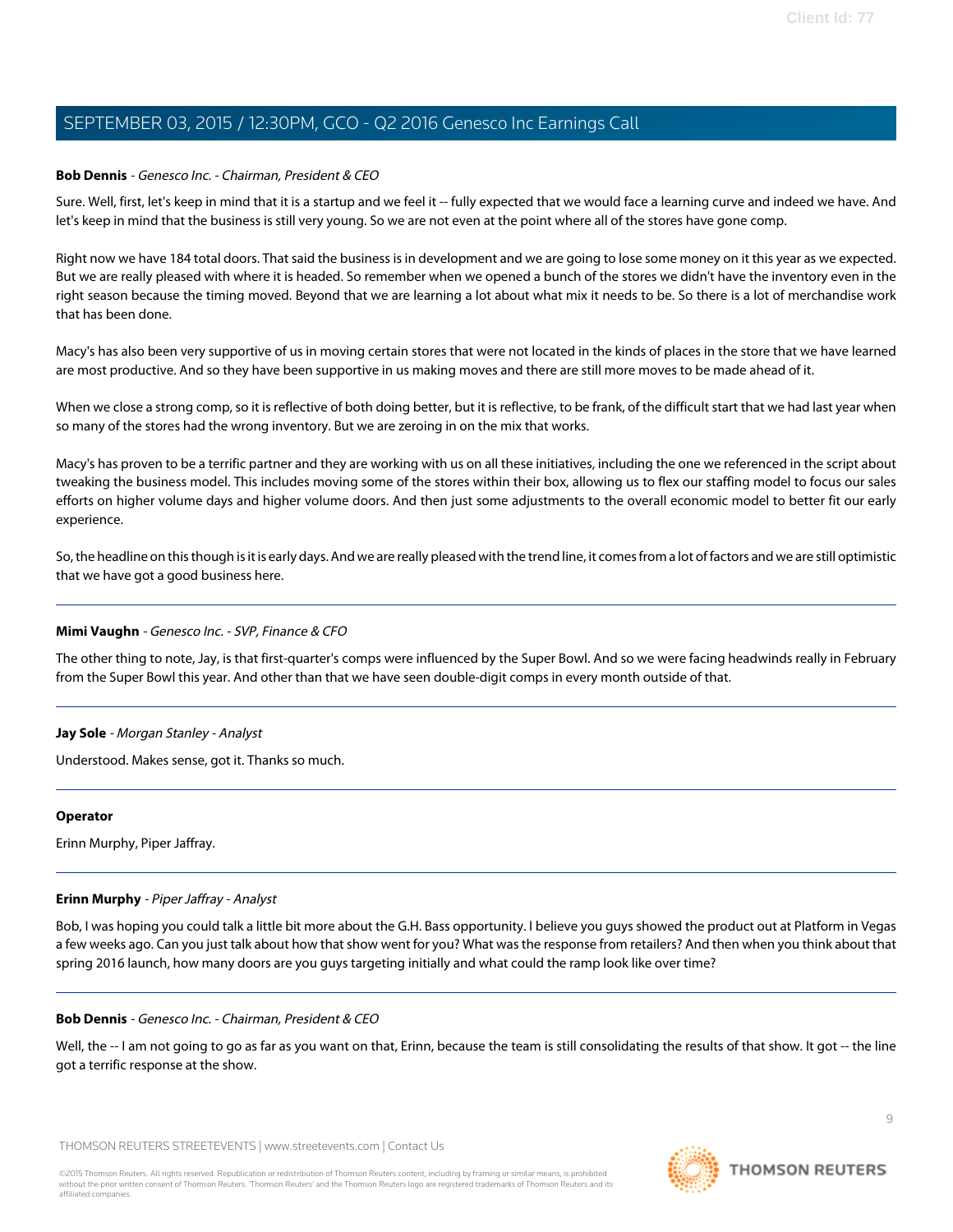**Bob Dennis** - *Genesco Inc. - Chairman, President & CEO*

Sure. Well, first, let's keep in mind that it is a startup and we feel it -- fully expected that we would face a learning curve and indeed we have. And let's keep in mind that the business is still very young. So we are not even at the point where all of the stores have gone comp.

Right now we have 184 total doors. That said the business is in development and we are going to lose some money on it this year as we expected. But we are really pleased with where it is headed. So remember when we opened a bunch of the stores we didn't have the inventory even in the right season because the timing moved. Beyond that we are learning a lot about what mix it needs to be. So there is a lot of merchandise work that has been done.

Macy's has also been very supportive of us in moving certain stores that were not located in the kinds of places in the store that we have learned are most productive. And so they have been supportive in us making moves and there are still more moves to be made ahead of it.

When we close a strong comp, so it is reflective of both doing better, but it is reflective, to be frank, of the difficult start that we had last year when so many of the stores had the wrong inventory. But we are zeroing in on the mix that works.

Macy's has proven to be a terrific partner and they are working with us on all these initiatives, including the one we referenced in the script about tweaking the business model. This includes moving some of the stores within their box, allowing us to flex our staffing model to focus our sales efforts on higher volume days and higher volume doors. And then just some adjustments to the overall economic model to better fit our early experience.

So, the headline on this though is it is early days. And we are really pleased with the trend line, it comes from a lot of factors and we are still optimistic that we have got a good business here.

---

**Mimi Vaughn** - *Genesco Inc. - SVP, Finance & CFO*

The other thing to note, Jay, is that first-quarter's comps were influenced by the Super Bowl. And so we were facing headwinds really in February from the Super Bowl this year. And other than that we have seen double-digit comps in every month outside of that.

---

**Jay Sole** - *Morgan Stanley - Analyst*

Understood. Makes sense, got it. Thanks so much.

---

**Operator**

Erinn Murphy, Piper Jaffray.

---

**Erinn Murphy** - *Piper Jaffray - Analyst*

Bob, I was hoping you could talk a little bit more about the G.H. Bass opportunity. I believe you guys showed the product out at Platform in Vegas a few weeks ago. Can you just talk about how that show went for you? What was the response from retailers? And then when you think about that spring 2016 launch, how many doors are you guys targeting initially and what could the ramp look like over time?

---

**Bob Dennis** - *Genesco Inc. - Chairman, President & CEO*

Well, the -- I am not going to go as far as you want on that, Erinn, because the team is still consolidating the results of that show. It got -- the line got a terrific response at the show.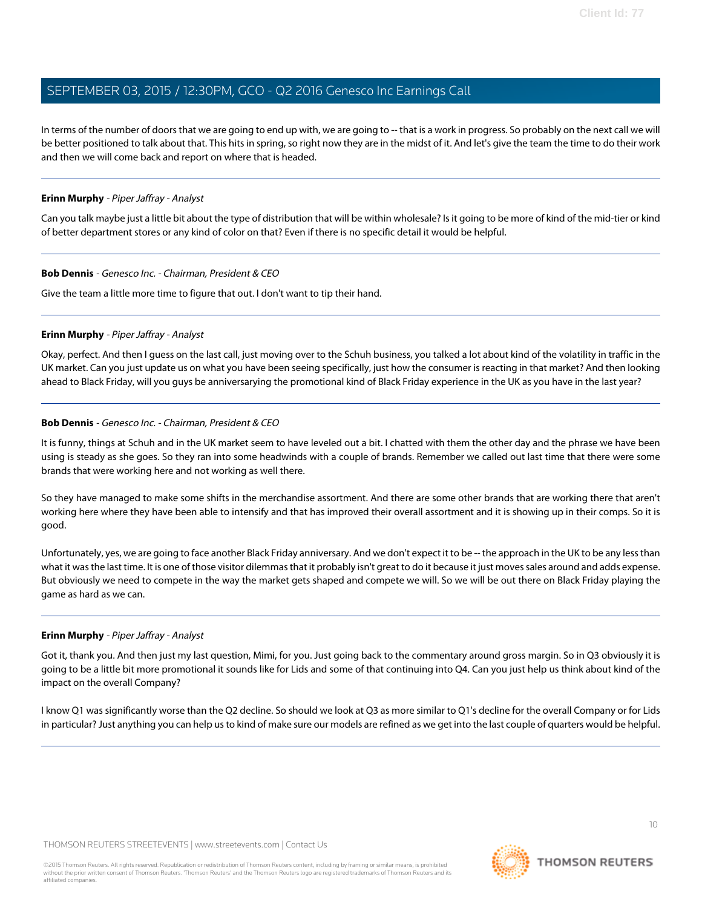In terms of the number of doors that we are going to end up with, we are going to -- that is a work in progress. So probably on the next call we will be better positioned to talk about that. This hits in spring, so right now they are in the midst of it. And let's give the team the time to do their work and then we will come back and report on where that is headed.

---

**Erinn Murphy** - *Piper Jaffray - Analyst*

Can you talk maybe just a little bit about the type of distribution that will be within wholesale? Is it going to be more of kind of the mid-tier or kind of better department stores or any kind of color on that? Even if there is no specific detail it would be helpful.

---

**Bob Dennis** - *Genesco Inc. - Chairman, President & CEO*

Give the team a little more time to figure that out. I don't want to tip their hand.

---

**Erinn Murphy** - *Piper Jaffray - Analyst*

Okay, perfect. And then I guess on the last call, just moving over to the Schuh business, you talked a lot about kind of the volatility in traffic in the UK market. Can you just update us on what you have been seeing specifically, just how the consumer is reacting in that market? And then looking ahead to Black Friday, will you guys be anniversarying the promotional kind of Black Friday experience in the UK as you have in the last year?

---

**Bob Dennis** - *Genesco Inc. - Chairman, President & CEO*

It is funny, things at Schuh and in the UK market seem to have leveled out a bit. I chatted with them the other day and the phrase we have been using is steady as she goes. So they ran into some headwinds with a couple of brands. Remember we called out last time that there were some brands that were working here and not working as well there.

So they have managed to make some shifts in the merchandise assortment. And there are some other brands that are working there that aren't working here where they have been able to intensify and that has improved their overall assortment and it is showing up in their comps. So it is good.

Unfortunately, yes, we are going to face another Black Friday anniversary. And we don't expect it to be -- the approach in the UK to be any less than what it was the last time. It is one of those visitor dilemmas that it probably isn't great to do it because it just moves sales around and adds expense. But obviously we need to compete in the way the market gets shaped and compete we will. So we will be out there on Black Friday playing the game as hard as we can.

---

**Erinn Murphy** - *Piper Jaffray - Analyst*

Got it, thank you. And then just my last question, Mimi, for you. Just going back to the commentary around gross margin. So in Q3 obviously it is going to be a little bit more promotional it sounds like for Lids and some of that continuing into Q4. Can you just help us think about kind of the impact on the overall Company?

I know Q1 was significantly worse than the Q2 decline. So should we look at Q3 as more similar to Q1's decline for the overall Company or for Lids in particular? Just anything you can help us to kind of make sure our models are refined as we get into the last couple of quarters would be helpful.

---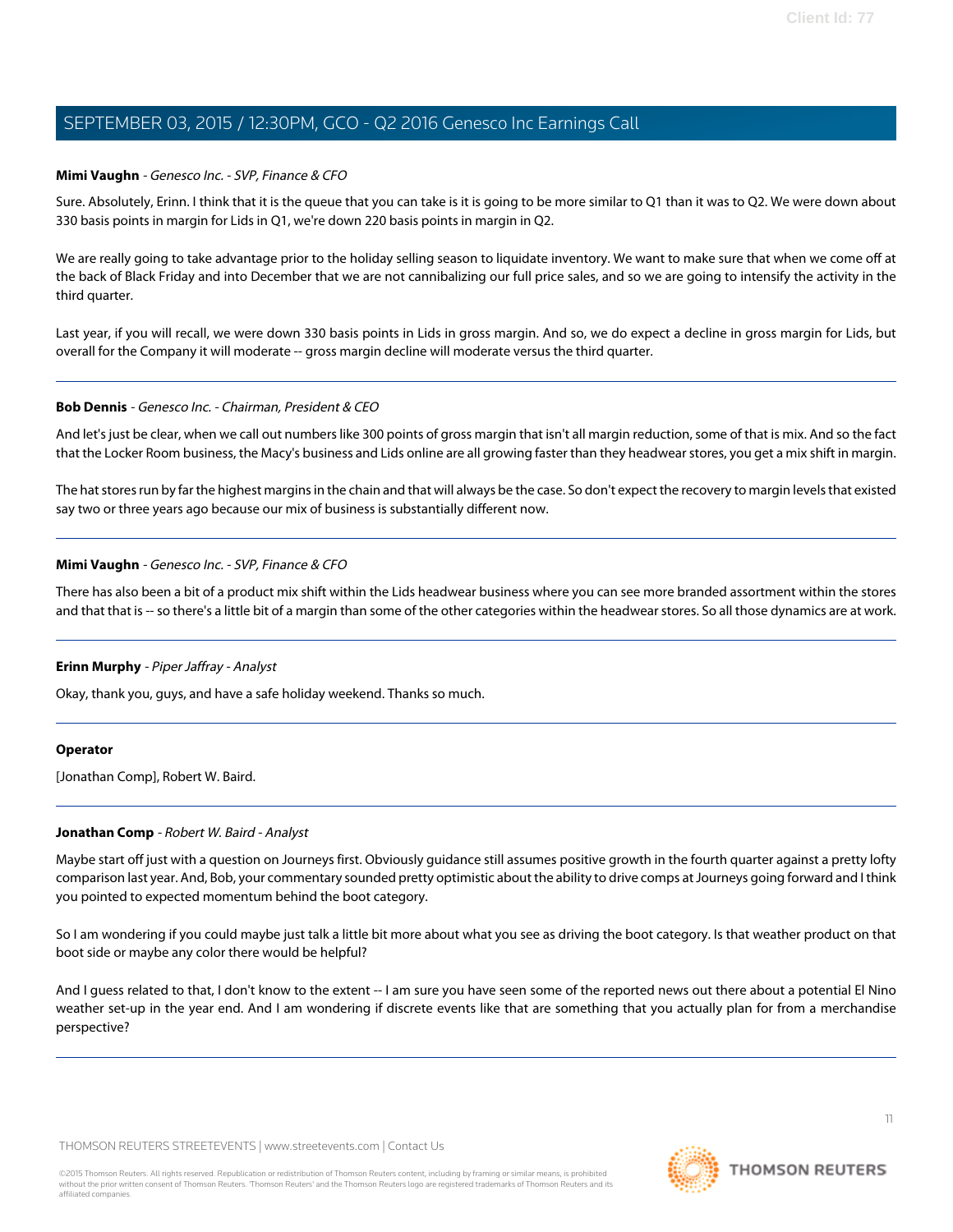**Mimi Vaughn** - *Genesco Inc. - SVP, Finance & CFO*

Sure. Absolutely, Erinn. I think that it is the queue that you can take is it is going to be more similar to Q1 than it was to Q2. We were down about 330 basis points in margin for Lids in Q1, we're down 220 basis points in margin in Q2.

We are really going to take advantage prior to the holiday selling season to liquidate inventory. We want to make sure that when we come off at the back of Black Friday and into December that we are not cannibalizing our full price sales, and so we are going to intensify the activity in the third quarter.

Last year, if you will recall, we were down 330 basis points in Lids in gross margin. And so, we do expect a decline in gross margin for Lids, but overall for the Company it will moderate -- gross margin decline will moderate versus the third quarter.

---

**Bob Dennis** - *Genesco Inc. - Chairman, President & CEO*

And let's just be clear, when we call out numbers like 300 points of gross margin that isn't all margin reduction, some of that is mix. And so the fact that the Locker Room business, the Macy's business and Lids online are all growing faster than they headwear stores, you get a mix shift in margin.

The hat stores run by far the highest margins in the chain and that will always be the case. So don't expect the recovery to margin levels that existed say two or three years ago because our mix of business is substantially different now.

---

**Mimi Vaughn** - *Genesco Inc. - SVP, Finance & CFO*

There has also been a bit of a product mix shift within the Lids headwear business where you can see more branded assortment within the stores and that that is -- so there's a little bit of a margin than some of the other categories within the headwear stores. So all those dynamics are at work.

---

**Erinn Murphy** - *Piper Jaffray - Analyst*

Okay, thank you, guys, and have a safe holiday weekend. Thanks so much.

---

**Operator**

[Jonathan Comp], Robert W. Baird.

---

**Jonathan Comp** - *Robert W. Baird - Analyst*

Maybe start off just with a question on Journeys first. Obviously guidance still assumes positive growth in the fourth quarter against a pretty lofty comparison last year. And, Bob, your commentary sounded pretty optimistic about the ability to drive comps at Journeys going forward and I think you pointed to expected momentum behind the boot category.

So I am wondering if you could maybe just talk a little bit more about what you see as driving the boot category. Is that weather product on that boot side or maybe any color there would be helpful?

And I guess related to that, I don't know to the extent -- I am sure you have seen some of the reported news out there about a potential El Nino weather set-up in the year end. And I am wondering if discrete events like that are something that you actually plan for from a merchandise perspective?

---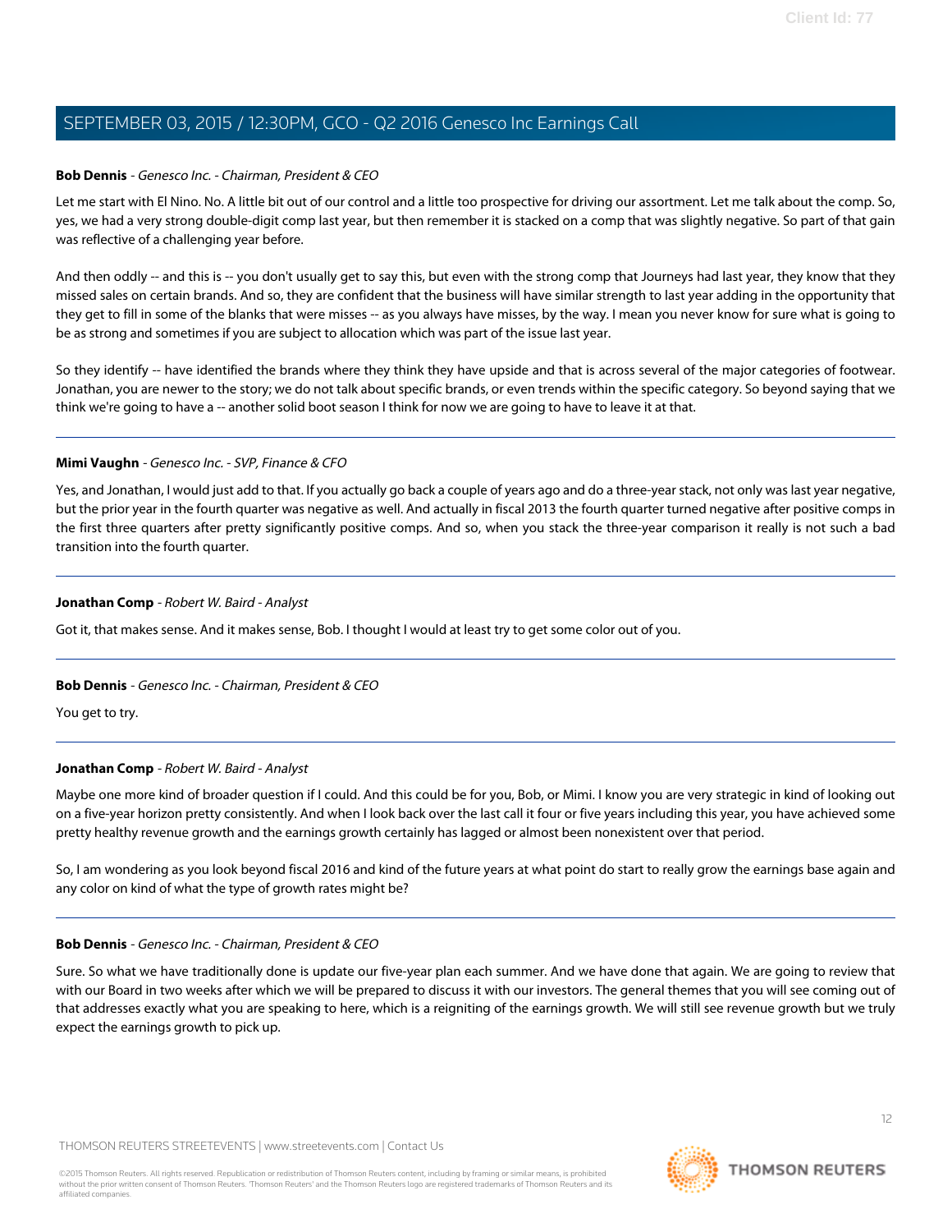**Bob Dennis** - *Genesco Inc. - Chairman, President & CEO*

Let me start with El Nino. No. A little bit out of our control and a little too prospective for driving our assortment. Let me talk about the comp. So, yes, we had a very strong double-digit comp last year, but then remember it is stacked on a comp that was slightly negative. So part of that gain was reflective of a challenging year before.

And then oddly -- and this is -- you don't usually get to say this, but even with the strong comp that Journeys had last year, they know that they missed sales on certain brands. And so, they are confident that the business will have similar strength to last year adding in the opportunity that they get to fill in some of the blanks that were misses -- as you always have misses, by the way. I mean you never know for sure what is going to be as strong and sometimes if you are subject to allocation which was part of the issue last year.

So they identify -- have identified the brands where they think they have upside and that is across several of the major categories of footwear. Jonathan, you are newer to the story; we do not talk about specific brands, or even trends within the specific category. So beyond saying that we think we're going to have a -- another solid boot season I think for now we are going to have to leave it at that.

---

**Mimi Vaughn** - *Genesco Inc. - SVP, Finance & CFO*

Yes, and Jonathan, I would just add to that. If you actually go back a couple of years ago and do a three-year stack, not only was last year negative, but the prior year in the fourth quarter was negative as well. And actually in fiscal 2013 the fourth quarter turned negative after positive comps in the first three quarters after pretty significantly positive comps. And so, when you stack the three-year comparison it really is not such a bad transition into the fourth quarter.

---

**Jonathan Comp** - *Robert W. Baird - Analyst*

Got it, that makes sense. And it makes sense, Bob. I thought I would at least try to get some color out of you.

---

**Bob Dennis** - *Genesco Inc. - Chairman, President & CEO*

You get to try.

---

**Jonathan Comp** - *Robert W. Baird - Analyst*

Maybe one more kind of broader question if I could. And this could be for you, Bob, or Mimi. I know you are very strategic in kind of looking out on a five-year horizon pretty consistently. And when I look back over the last call it four or five years including this year, you have achieved some pretty healthy revenue growth and the earnings growth certainly has lagged or almost been nonexistent over that period.

So, I am wondering as you look beyond fiscal 2016 and kind of the future years at what point do start to really grow the earnings base again and any color on kind of what the type of growth rates might be?

---

**Bob Dennis** - *Genesco Inc. - Chairman, President & CEO*

Sure. So what we have traditionally done is update our five-year plan each summer. And we have done that again. We are going to review that with our Board in two weeks after which we will be prepared to discuss it with our investors. The general themes that you will see coming out of that addresses exactly what you are speaking to here, which is a reigniting of the earnings growth. We will still see revenue growth but we truly expect the earnings growth to pick up.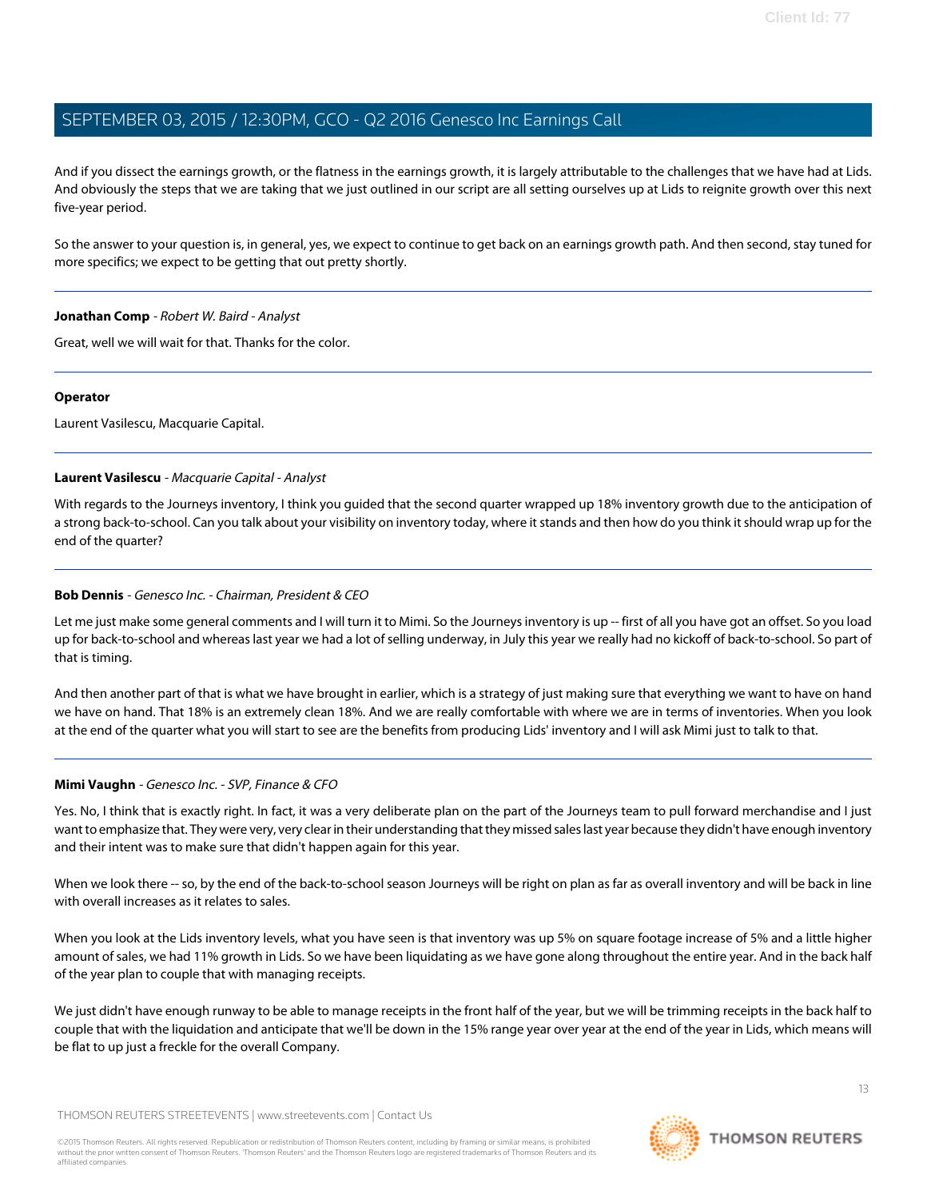And if you dissect the earnings growth, or the flatness in the earnings growth, it is largely attributable to the challenges that we have had at Lids. And obviously the steps that we are taking that we just outlined in our script are all setting ourselves up at Lids to reignite growth over this next five-year period.

So the answer to your question is, in general, yes, we expect to continue to get back on an earnings growth path. And then second, stay tuned for more specifics; we expect to be getting that out pretty shortly.

---

**Jonathan Comp** - *Robert W. Baird - Analyst*

Great, well we will wait for that. Thanks for the color.

---

**Operator**

Laurent Vasilescu, Macquarie Capital.

---

**Laurent Vasilescu** - *Macquarie Capital - Analyst*

With regards to the Journeys inventory, I think you guided that the second quarter wrapped up 18% inventory growth due to the anticipation of a strong back-to-school. Can you talk about your visibility on inventory today, where it stands and then how do you think it should wrap up for the end of the quarter?

---

**Bob Dennis** - *Genesco Inc. - Chairman, President & CEO*

Let me just make some general comments and I will turn it to Mimi. So the Journeys inventory is up -- first of all you have got an offset. So you load up for back-to-school and whereas last year we had a lot of selling underway, in July this year we really had no kickoff of back-to-school. So part of that is timing.

And then another part of that is what we have brought in earlier, which is a strategy of just making sure that everything we want to have on hand we have on hand. That 18% is an extremely clean 18%. And we are really comfortable with where we are in terms of inventories. When you look at the end of the quarter what you will start to see are the benefits from producing Lids' inventory and I will ask Mimi just to talk to that.

---

**Mimi Vaughn** - *Genesco Inc. - SVP, Finance & CFO*

Yes. No, I think that is exactly right. In fact, it was a very deliberate plan on the part of the Journeys team to pull forward merchandise and I just want to emphasize that. They were very, very clear in their understanding that they missed sales last year because they didn't have enough inventory and their intent was to make sure that didn't happen again for this year.

When we look there -- so, by the end of the back-to-school season Journeys will be right on plan as far as overall inventory and will be back in line with overall increases as it relates to sales.

When you look at the Lids inventory levels, what you have seen is that inventory was up 5% on square footage increase of 5% and a little higher amount of sales, we had 11% growth in Lids. So we have been liquidating as we have gone along throughout the entire year. And in the back half of the year plan to couple that with managing receipts.

We just didn't have enough runway to be able to manage receipts in the front half of the year, but we will be trimming receipts in the back half to couple that with the liquidation and anticipate that we'll be down in the 15% range year over year at the end of the year in Lids, which means will be flat to up just a freckle for the overall Company.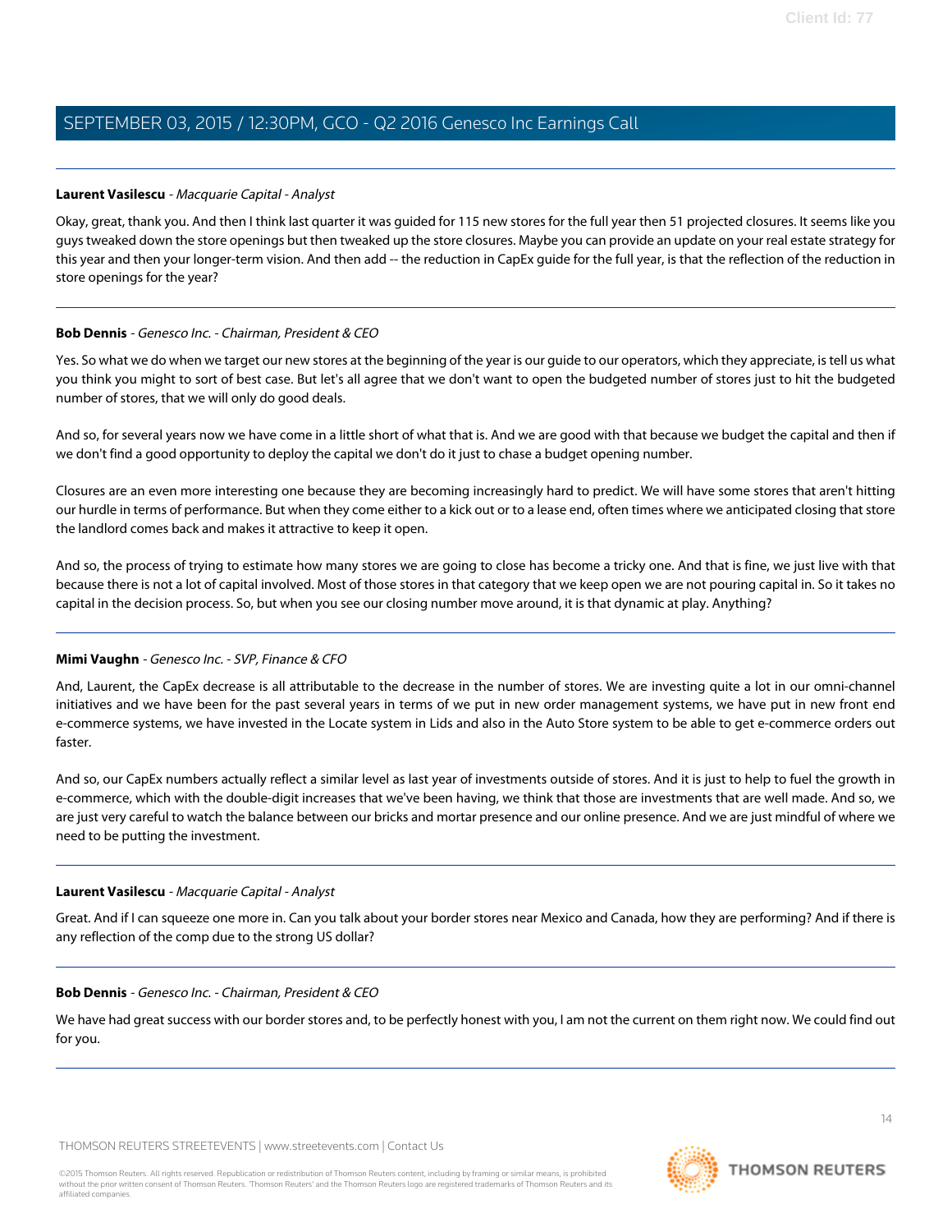**Laurent Vasilescu** - *Macquarie Capital - Analyst*

Okay, great, thank you. And then I think last quarter it was guided for 115 new stores for the full year then 51 projected closures. It seems like you guys tweaked down the store openings but then tweaked up the store closures. Maybe you can provide an update on your real estate strategy for this year and then your longer-term vision. And then add -- the reduction in CapEx guide for the full year, is that the reflection of the reduction in store openings for the year?

---

**Bob Dennis** - *Genesco Inc. - Chairman, President & CEO*

Yes. So what we do when we target our new stores at the beginning of the year is our guide to our operators, which they appreciate, is tell us what you think you might to sort of best case. But let's all agree that we don't want to open the budgeted number of stores just to hit the budgeted number of stores, that we will only do good deals.

And so, for several years now we have come in a little short of what that is. And we are good with that because we budget the capital and then if we don't find a good opportunity to deploy the capital we don't do it just to chase a budget opening number.

Closures are an even more interesting one because they are becoming increasingly hard to predict. We will have some stores that aren't hitting our hurdle in terms of performance. But when they come either to a kick out or to a lease end, often times where we anticipated closing that store the landlord comes back and makes it attractive to keep it open.

And so, the process of trying to estimate how many stores we are going to close has become a tricky one. And that is fine, we just live with that because there is not a lot of capital involved. Most of those stores in that category that we keep open we are not pouring capital in. So it takes no capital in the decision process. So, but when you see our closing number move around, it is that dynamic at play. Anything?

---

**Mimi Vaughn** - *Genesco Inc. - SVP, Finance & CFO*

And, Laurent, the CapEx decrease is all attributable to the decrease in the number of stores. We are investing quite a lot in our omni-channel initiatives and we have been for the past several years in terms of we put in new order management systems, we have put in new front end e-commerce systems, we have invested in the Locate system in Lids and also in the Auto Store system to be able to get e-commerce orders out faster.

And so, our CapEx numbers actually reflect a similar level as last year of investments outside of stores. And it is just to help to fuel the growth in e-commerce, which with the double-digit increases that we've been having, we think that those are investments that are well made. And so, we are just very careful to watch the balance between our bricks and mortar presence and our online presence. And we are just mindful of where we need to be putting the investment.

---

**Laurent Vasilescu** - *Macquarie Capital - Analyst*

Great. And if I can squeeze one more in. Can you talk about your border stores near Mexico and Canada, how they are performing? And if there is any reflection of the comp due to the strong US dollar?

---

**Bob Dennis** - *Genesco Inc. - Chairman, President & CEO*

We have had great success with our border stores and, to be perfectly honest with you, I am not the current on them right now. We could find out for you.

---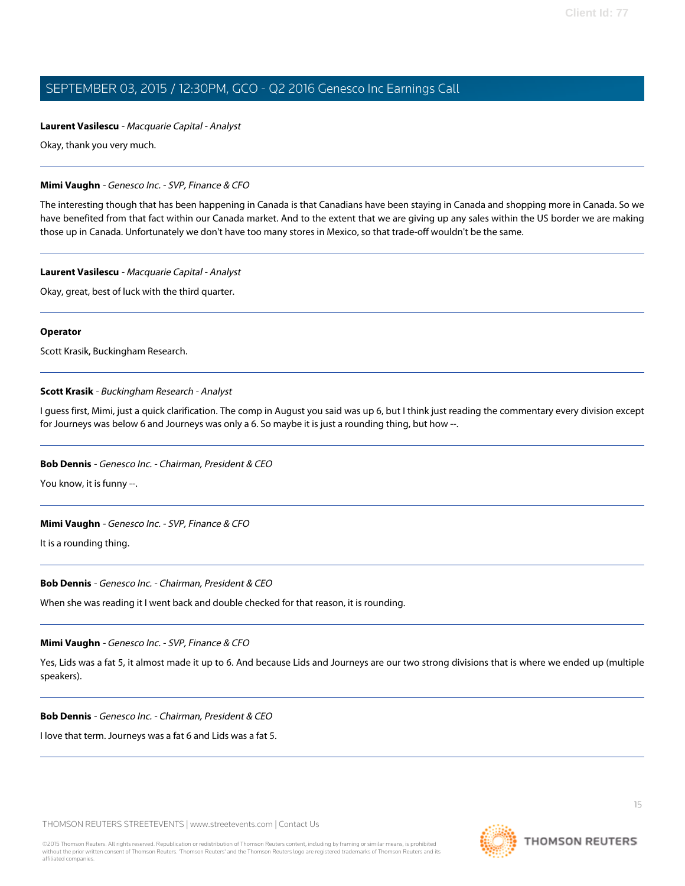**Laurent Vasilescu** - *Macquarie Capital - Analyst*

Okay, thank you very much.

---

**Mimi Vaughn** - *Genesco Inc. - SVP, Finance & CFO*

The interesting though that has been happening in Canada is that Canadians have been staying in Canada and shopping more in Canada. So we have benefited from that fact within our Canada market. And to the extent that we are giving up any sales within the US border we are making those up in Canada. Unfortunately we don't have too many stores in Mexico, so that trade-off wouldn't be the same.

---

**Laurent Vasilescu** - *Macquarie Capital - Analyst*

Okay, great, best of luck with the third quarter.

---

**Operator**

Scott Krasik, Buckingham Research.

---

**Scott Krasik** - *Buckingham Research - Analyst*

I guess first, Mimi, just a quick clarification. The comp in August you said was up 6, but I think just reading the commentary every division except for Journeys was below 6 and Journeys was only a 6. So maybe it is just a rounding thing, but how --.

---

**Bob Dennis** - *Genesco Inc. - Chairman, President & CEO*

You know, it is funny --.

---

**Mimi Vaughn** - *Genesco Inc. - SVP, Finance & CFO*

It is a rounding thing.

---

**Bob Dennis** - *Genesco Inc. - Chairman, President & CEO*

When she was reading it I went back and double checked for that reason, it is rounding.

---

**Mimi Vaughn** - *Genesco Inc. - SVP, Finance & CFO*

Yes, Lids was a fat 5, it almost made it up to 6. And because Lids and Journeys are our two strong divisions that is where we ended up (multiple speakers).

---

**Bob Dennis** - *Genesco Inc. - Chairman, President & CEO*

I love that term. Journeys was a fat 6 and Lids was a fat 5.

---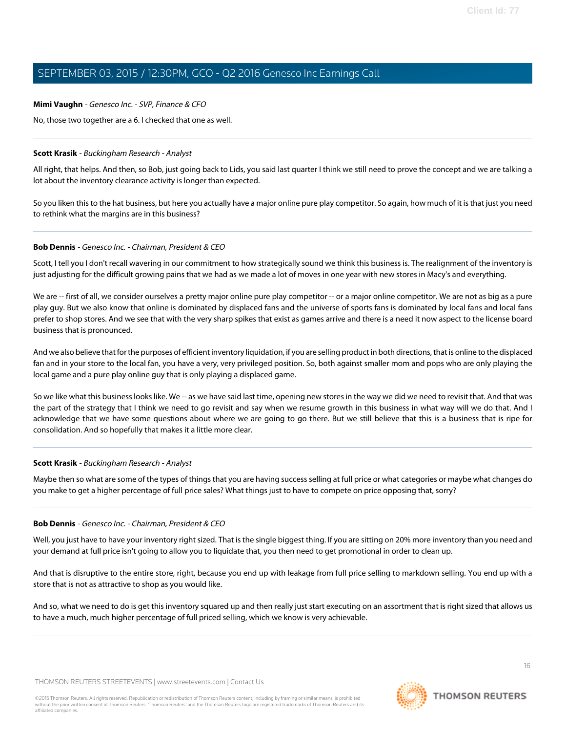**Mimi Vaughn** - *Genesco Inc. - SVP, Finance & CFO*

No, those two together are a 6. I checked that one as well.

---

**Scott Krasik** - *Buckingham Research - Analyst*

All right, that helps. And then, so Bob, just going back to Lids, you said last quarter I think we still need to prove the concept and we are talking a lot about the inventory clearance activity is longer than expected.

So you liken this to the hat business, but here you actually have a major online pure play competitor. So again, how much of it is that just you need to rethink what the margins are in this business?

---

**Bob Dennis** - *Genesco Inc. - Chairman, President & CEO*

Scott, I tell you I don't recall wavering in our commitment to how strategically sound we think this business is. The realignment of the inventory is just adjusting for the difficult growing pains that we had as we made a lot of moves in one year with new stores in Macy's and everything.

We are -- first of all, we consider ourselves a pretty major online pure play competitor -- or a major online competitor. We are not as big as a pure play guy. But we also know that online is dominated by displaced fans and the universe of sports fans is dominated by local fans and local fans prefer to shop stores. And we see that with the very sharp spikes that exist as games arrive and there is a need it now aspect to the license board business that is pronounced.

And we also believe that for the purposes of efficient inventory liquidation, if you are selling product in both directions, that is online to the displaced fan and in your store to the local fan, you have a very, very privileged position. So, both against smaller mom and pops who are only playing the local game and a pure play online guy that is only playing a displaced game.

So we like what this business looks like. We -- as we have said last time, opening new stores in the way we did we need to revisit that. And that was the part of the strategy that I think we need to go revisit and say when we resume growth in this business in what way will we do that. And I acknowledge that we have some questions about where we are going to go there. But we still believe that this is a business that is ripe for consolidation. And so hopefully that makes it a little more clear.

---

**Scott Krasik** - *Buckingham Research - Analyst*

Maybe then so what are some of the types of things that you are having success selling at full price or what categories or maybe what changes do you make to get a higher percentage of full price sales? What things just to have to compete on price opposing that, sorry?

---

**Bob Dennis** - *Genesco Inc. - Chairman, President & CEO*

Well, you just have to have your inventory right sized. That is the single biggest thing. If you are sitting on 20% more inventory than you need and your demand at full price isn't going to allow you to liquidate that, you then need to get promotional in order to clean up.

And that is disruptive to the entire store, right, because you end up with leakage from full price selling to markdown selling. You end up with a store that is not as attractive to shop as you would like.

And so, what we need to do is get this inventory squared up and then really just start executing on an assortment that is right sized that allows us to have a much, much higher percentage of full priced selling, which we know is very achievable.

---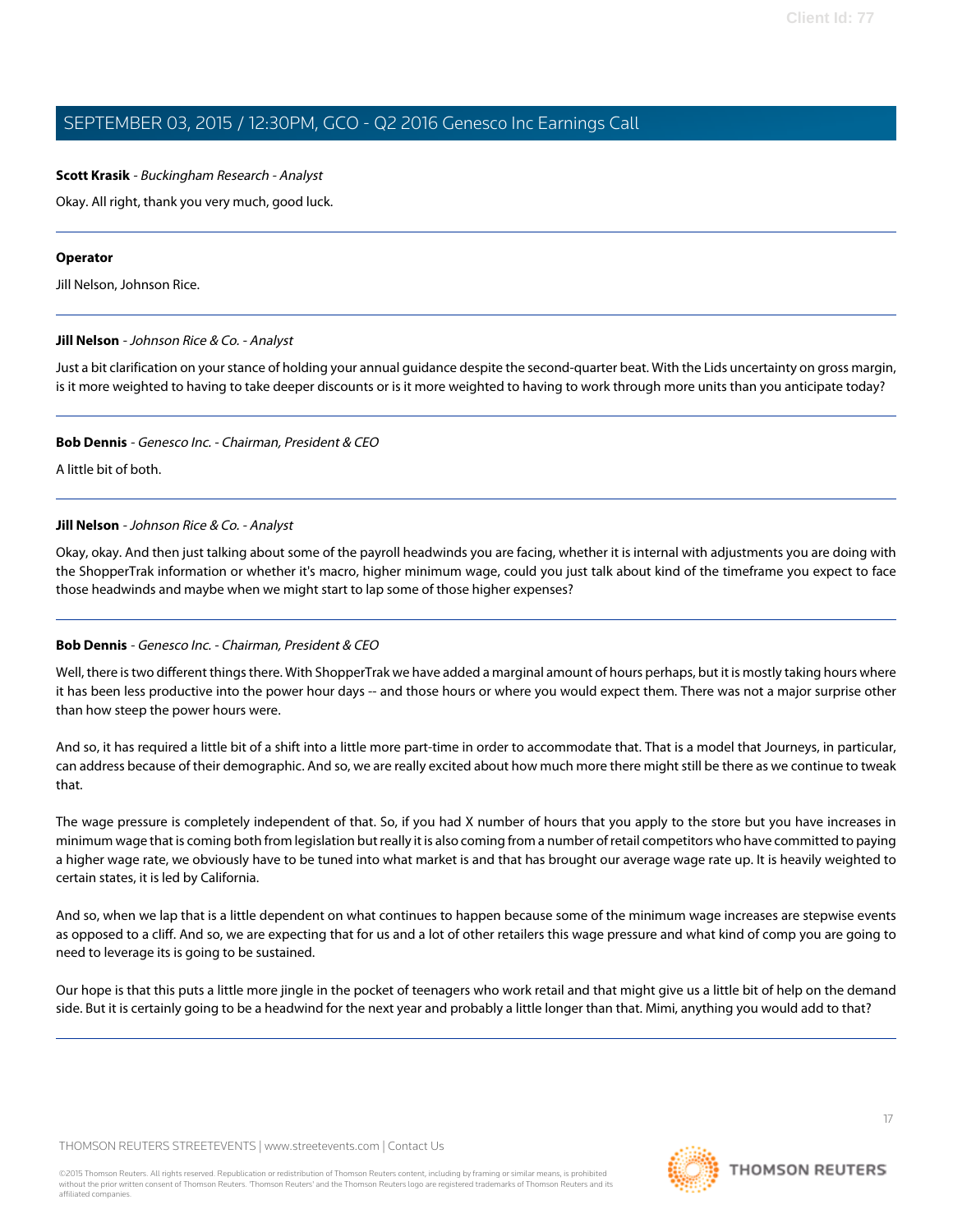**Scott Krasik** - *Buckingham Research - Analyst*

Okay. All right, thank you very much, good luck.

---

**Operator**

Jill Nelson, Johnson Rice.

---

**Jill Nelson** - *Johnson Rice & Co. - Analyst*

Just a bit clarification on your stance of holding your annual guidance despite the second-quarter beat. With the Lids uncertainty on gross margin, is it more weighted to having to take deeper discounts or is it more weighted to having to work through more units than you anticipate today?

---

**Bob Dennis** - *Genesco Inc. - Chairman, President & CEO*

A little bit of both.

---

**Jill Nelson** - *Johnson Rice & Co. - Analyst*

Okay, okay. And then just talking about some of the payroll headwinds you are facing, whether it is internal with adjustments you are doing with the ShopperTrak information or whether it's macro, higher minimum wage, could you just talk about kind of the timeframe you expect to face those headwinds and maybe when we might start to lap some of those higher expenses?

---

**Bob Dennis** - *Genesco Inc. - Chairman, President & CEO*

Well, there is two different things there. With ShopperTrak we have added a marginal amount of hours perhaps, but it is mostly taking hours where it has been less productive into the power hour days -- and those hours or where you would expect them. There was not a major surprise other than how steep the power hours were.

And so, it has required a little bit of a shift into a little more part-time in order to accommodate that. That is a model that Journeys, in particular, can address because of their demographic. And so, we are really excited about how much more there might still be there as we continue to tweak that.

The wage pressure is completely independent of that. So, if you had X number of hours that you apply to the store but you have increases in minimum wage that is coming both from legislation but really it is also coming from a number of retail competitors who have committed to paying a higher wage rate, we obviously have to be tuned into what market is and that has brought our average wage rate up. It is heavily weighted to certain states, it is led by California.

And so, when we lap that is a little dependent on what continues to happen because some of the minimum wage increases are stepwise events as opposed to a cliff. And so, we are expecting that for us and a lot of other retailers this wage pressure and what kind of comp you are going to need to leverage its is going to be sustained.

Our hope is that this puts a little more jingle in the pocket of teenagers who work retail and that might give us a little bit of help on the demand side. But it is certainly going to be a headwind for the next year and probably a little longer than that. Mimi, anything you would add to that?

---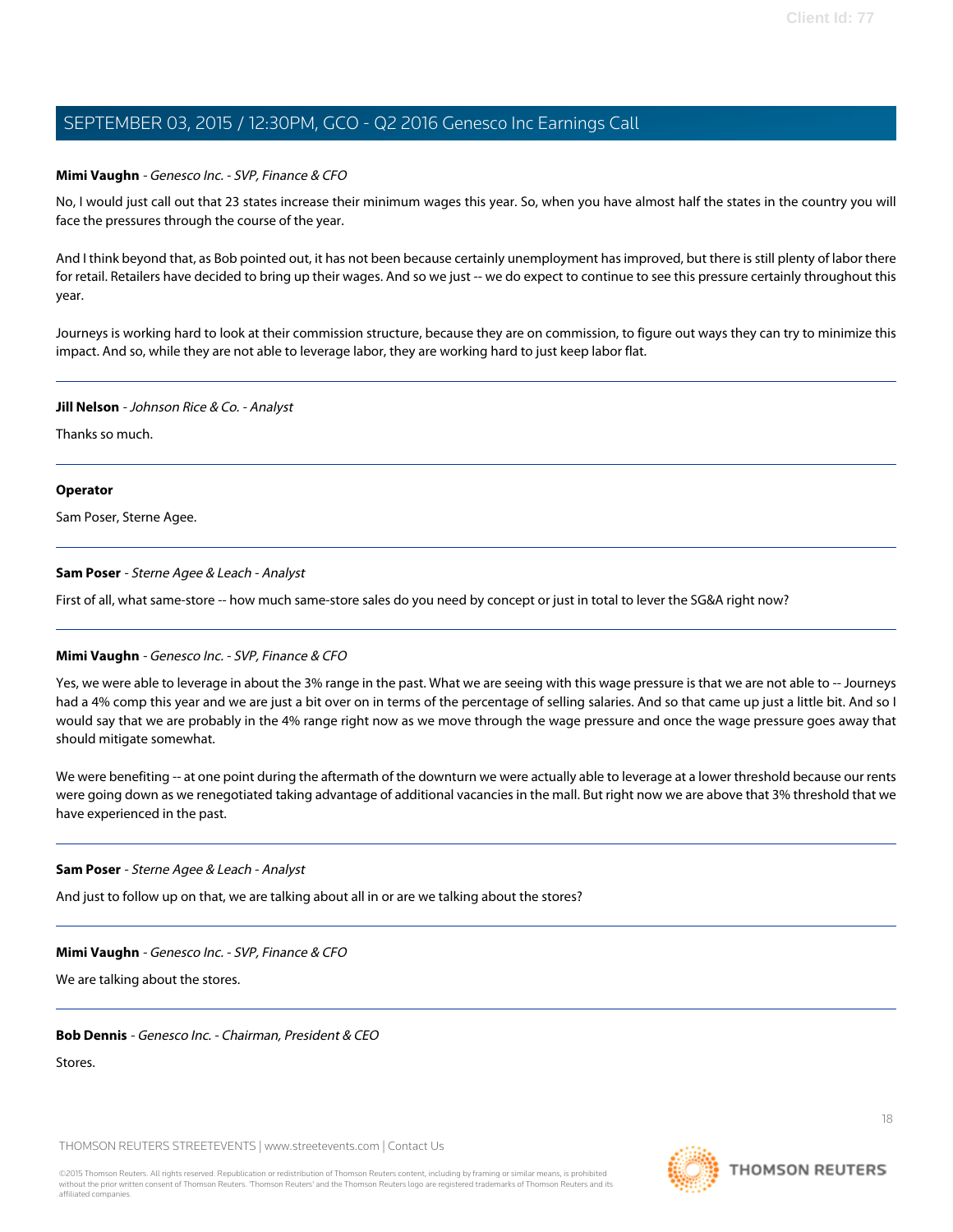**Mimi Vaughn** - *Genesco Inc. - SVP, Finance & CFO*

No, I would just call out that 23 states increase their minimum wages this year. So, when you have almost half the states in the country you will face the pressures through the course of the year.

And I think beyond that, as Bob pointed out, it has not been because certainly unemployment has improved, but there is still plenty of labor there for retail. Retailers have decided to bring up their wages. And so we just -- we do expect to continue to see this pressure certainly throughout this year.

Journeys is working hard to look at their commission structure, because they are on commission, to figure out ways they can try to minimize this impact. And so, while they are not able to leverage labor, they are working hard to just keep labor flat.

---

**Jill Nelson** - *Johnson Rice & Co. - Analyst*

Thanks so much.

---

**Operator**

Sam Poser, Sterne Agee.

---

**Sam Poser** - *Sterne Agee & Leach - Analyst*

First of all, what same-store -- how much same-store sales do you need by concept or just in total to lever the SG&A right now?

---

**Mimi Vaughn** - *Genesco Inc. - SVP, Finance & CFO*

Yes, we were able to leverage in about the 3% range in the past. What we are seeing with this wage pressure is that we are not able to -- Journeys had a 4% comp this year and we are just a bit over on in terms of the percentage of selling salaries. And so that came up just a little bit. And so I would say that we are probably in the 4% range right now as we move through the wage pressure and once the wage pressure goes away that should mitigate somewhat.

We were benefiting -- at one point during the aftermath of the downturn we were actually able to leverage at a lower threshold because our rents were going down as we renegotiated taking advantage of additional vacancies in the mall. But right now we are above that 3% threshold that we have experienced in the past.

---

**Sam Poser** - *Sterne Agee & Leach - Analyst*

And just to follow up on that, we are talking about all in or are we talking about the stores?

---

**Mimi Vaughn** - *Genesco Inc. - SVP, Finance & CFO*

We are talking about the stores.

---

**Bob Dennis** - *Genesco Inc. - Chairman, President & CEO*

Stores.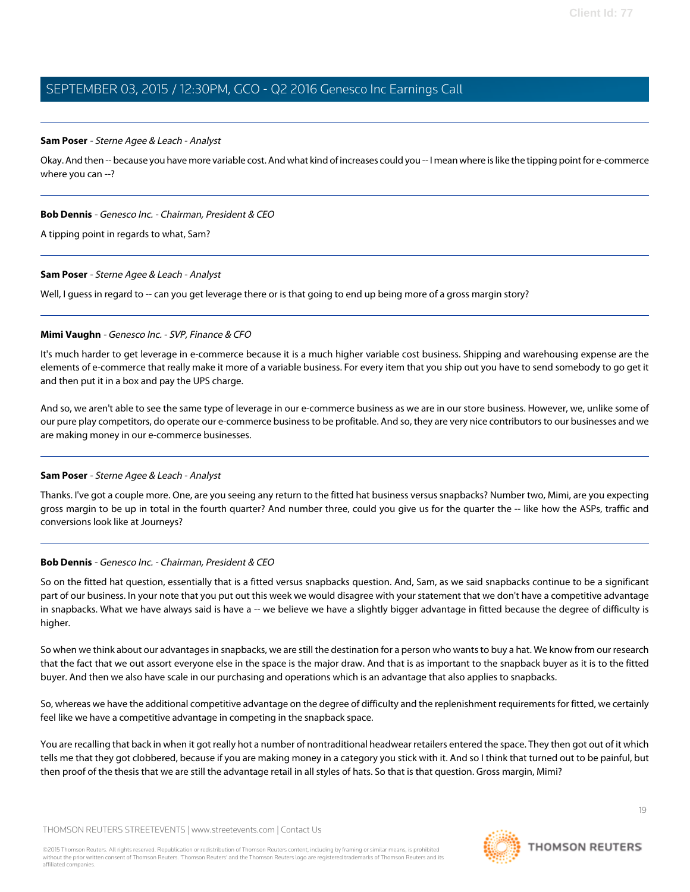**Sam Poser** - *Sterne Agee & Leach - Analyst*

Okay. And then -- because you have more variable cost. And what kind of increases could you -- I mean where is like the tipping point for e-commerce where you can --?

---

**Bob Dennis** - *Genesco Inc. - Chairman, President & CEO*

A tipping point in regards to what, Sam?

---

**Sam Poser** - *Sterne Agee & Leach - Analyst*

Well, I guess in regard to -- can you get leverage there or is that going to end up being more of a gross margin story?

---

**Mimi Vaughn** - *Genesco Inc. - SVP, Finance & CFO*

It's much harder to get leverage in e-commerce because it is a much higher variable cost business. Shipping and warehousing expense are the elements of e-commerce that really make it more of a variable business. For every item that you ship out you have to send somebody to go get it and then put it in a box and pay the UPS charge.

And so, we aren't able to see the same type of leverage in our e-commerce business as we are in our store business. However, we, unlike some of our pure play competitors, do operate our e-commerce business to be profitable. And so, they are very nice contributors to our businesses and we are making money in our e-commerce businesses.

---

**Sam Poser** - *Sterne Agee & Leach - Analyst*

Thanks. I've got a couple more. One, are you seeing any return to the fitted hat business versus snapbacks? Number two, Mimi, are you expecting gross margin to be up in total in the fourth quarter? And number three, could you give us for the quarter the -- like how the ASPs, traffic and conversions look like at Journeys?

---

**Bob Dennis** - *Genesco Inc. - Chairman, President & CEO*

So on the fitted hat question, essentially that is a fitted versus snapbacks question. And, Sam, as we said snapbacks continue to be a significant part of our business. In your note that you put out this week we would disagree with your statement that we don't have a competitive advantage in snapbacks. What we have always said is have a -- we believe we have a slightly bigger advantage in fitted because the degree of difficulty is higher.

So when we think about our advantages in snapbacks, we are still the destination for a person who wants to buy a hat. We know from our research that the fact that we out assort everyone else in the space is the major draw. And that is as important to the snapback buyer as it is to the fitted buyer. And then we also have scale in our purchasing and operations which is an advantage that also applies to snapbacks.

So, whereas we have the additional competitive advantage on the degree of difficulty and the replenishment requirements for fitted, we certainly feel like we have a competitive advantage in competing in the snapback space.

You are recalling that back in when it got really hot a number of nontraditional headwear retailers entered the space. They then got out of it which tells me that they got clobbered, because if you are making money in a category you stick with it. And so I think that turned out to be painful, but then proof of the thesis that we are still the advantage retail in all styles of hats. So that is that question. Gross margin, Mimi?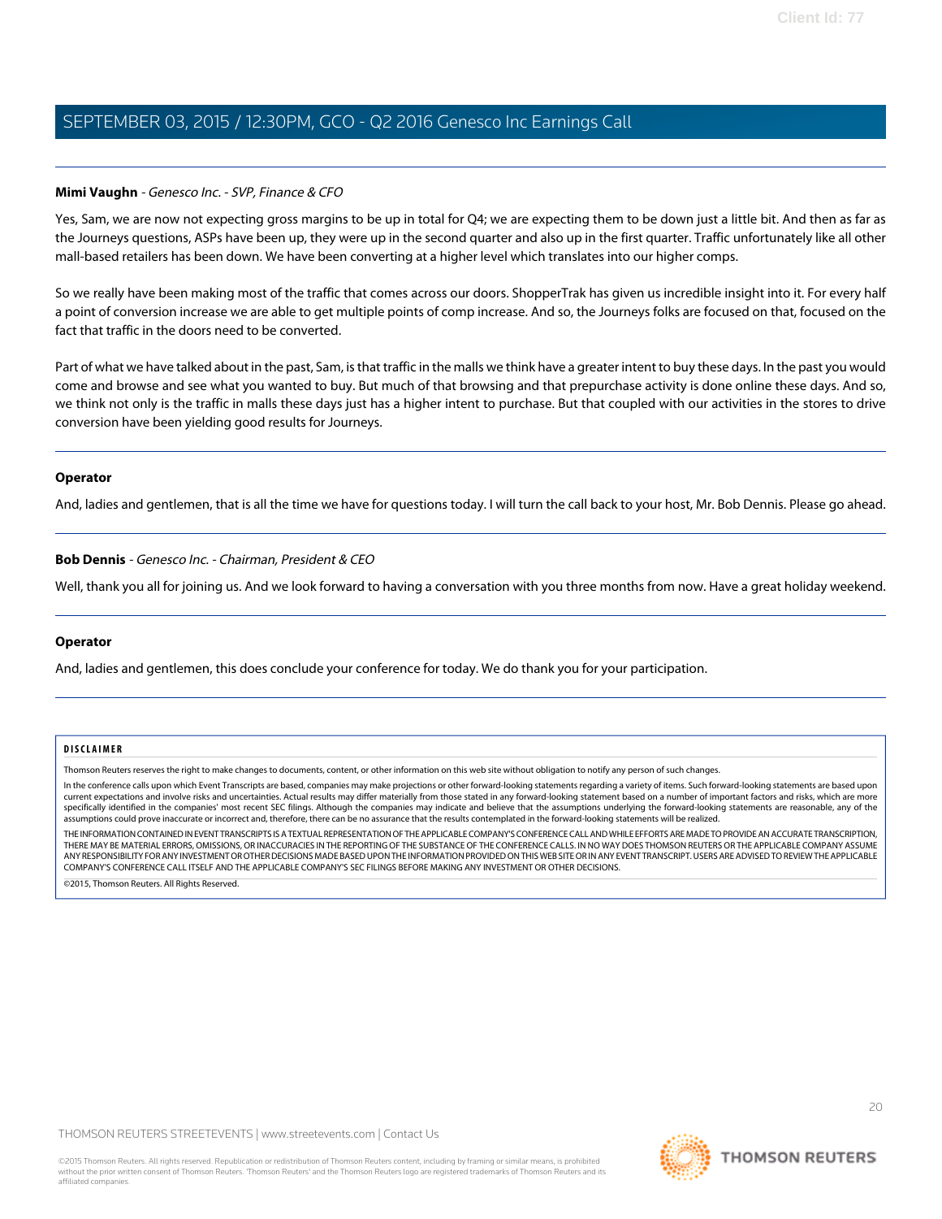**Mimi Vaughn** - *Genesco Inc. - SVP, Finance & CFO*

Yes, Sam, we are now not expecting gross margins to be up in total for Q4; we are expecting them to be down just a little bit. And then as far as the Journeys questions, ASPs have been up, they were up in the second quarter and also up in the first quarter. Traffic unfortunately like all other mall-based retailers has been down. We have been converting at a higher level which translates into our higher comps.

So we really have been making most of the traffic that comes across our doors. ShopperTrak has given us incredible insight into it. For every half a point of conversion increase we are able to get multiple points of comp increase. And so, the Journeys folks are focused on that, focused on the fact that traffic in the doors need to be converted.

Part of what we have talked about in the past, Sam, is that traffic in the malls we think have a greater intent to buy these days. In the past you would come and browse and see what you wanted to buy. But much of that browsing and that prepurchase activity is done online these days. And so, we think not only is the traffic in malls these days just has a higher intent to purchase. But that coupled with our activities in the stores to drive conversion have been yielding good results for Journeys.

---

**Operator**

And, ladies and gentlemen, that is all the time we have for questions today. I will turn the call back to your host, Mr. Bob Dennis. Please go ahead.

---

**Bob Dennis** - *Genesco Inc. - Chairman, President & CEO*

Well, thank you all for joining us. And we look forward to having a conversation with you three months from now. Have a great holiday weekend.

---

**Operator**

And, ladies and gentlemen, this does conclude your conference for today. We do thank you for your participation.

---

**DISCLAIMER**

Thomson Reuters reserves the right to make changes to documents, content, or other information on this web site without obligation to notify any person of such changes.

In the conference calls upon which Event Transcripts are based, companies may make projections or other forward-looking statements regarding a variety of items. Such forward-looking statements are based upon current expectations and involve risks and uncertainties. Actual results may differ materially from those stated in any forward-looking statement based on a number of important factors and risks, which are more specifically identified in the companies' most recent SEC filings. Although the companies may indicate and believe that the assumptions underlying the forward-looking statements are reasonable, any of the assumptions could prove inaccurate or incorrect and, therefore, there can be no assurance that the results contemplated in the forward-looking statements will be realized.

THE INFORMATION CONTAINED IN EVENT TRANSCRIPTS IS A TEXTUAL REPRESENTATION OF THE APPLICABLE COMPANY'S CONFERENCE CALL AND WHILE EFFORTS ARE MADE TO PROVIDE AN ACCURATE TRANSCRIPTION, THERE MAY BE MATERIAL ERRORS, OMISSIONS, OR INACCURACIES IN THE REPORTING OF THE SUBSTANCE OF THE CONFERENCE CALLS. IN NO WAY DOES THOMSON REUTERS OR THE APPLICABLE COMPANY ASSUME ANY RESPONSIBILITY FOR ANY INVESTMENT OR OTHER DECISIONS MADE BASED UPON THE INFORMATION PROVIDED ON THIS WEB SITE OR IN ANY EVENT TRANSCRIPT. USERS ARE ADVISED TO REVIEW THE APPLICABLE COMPANY'S CONFERENCE CALL ITSELF AND THE APPLICABLE COMPANY'S SEC FILINGS BEFORE MAKING ANY INVESTMENT OR OTHER DECISIONS.

©2015, Thomson Reuters. All Rights Reserved.